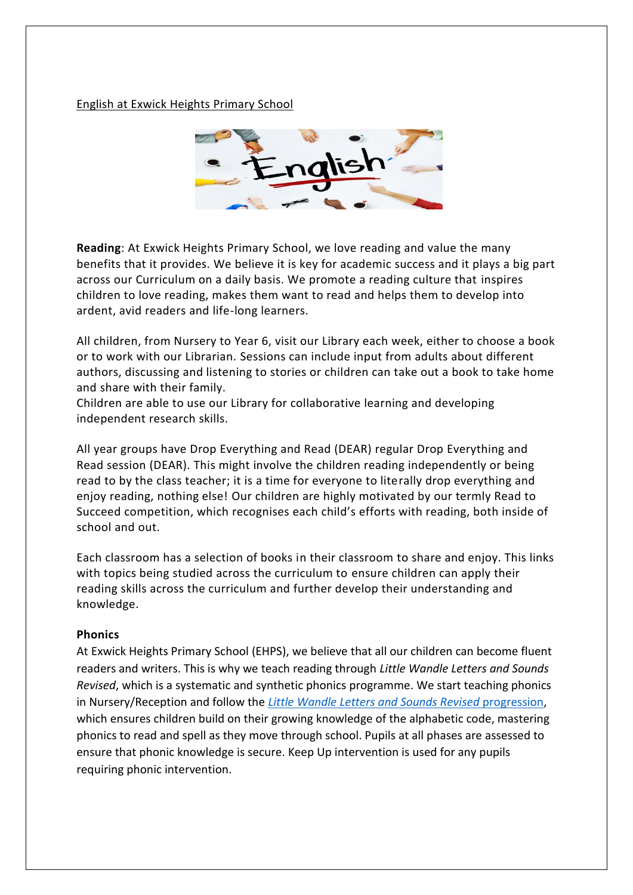English at Exwick Heights Primary School

**Reading**: At Exwick Heights Primary School, we love reading and value the many benefits that it provides. We believe it is key for academic success and it plays a big part across our Curriculum on a daily basis. We promote a reading culture that inspires children to love reading, makes them want to read and helps them to develop into ardent, avid readers and life-long learners.

All children, from Nursery to Year 6, visit our Library each week, either to choose a book or to work with our Librarian. Sessions can include input from adults about different authors, discussing and listening to stories or children can take out a book to take home and share with their family.
Children are able to use our Library for collaborative learning and developing independent research skills.

All year groups have Drop Everything and Read (DEAR) regular Drop Everything and Read session (DEAR). This might involve the children reading independently or being read to by the class teacher; it is a time for everyone to literally drop everything and enjoy reading, nothing else! Our children are highly motivated by our termly Read to Succeed competition, which recognises each child's efforts with reading, both inside of school and out.

Each classroom has a selection of books in their classroom to share and enjoy. This links with topics being studied across the curriculum to ensure children can apply their reading skills across the curriculum and further develop their understanding and knowledge.

**Phonics**

At Exwick Heights Primary School (EHPS), we believe that all our children can become fluent readers and writers. This is why we teach reading through *Little Wandle Letters and Sounds Revised*, which is a systematic and synthetic phonics programme. We start teaching phonics in Nursery/Reception and follow the *Little Wandle Letters and Sounds Revised* progression, which ensures children build on their growing knowledge of the alphabetic code, mastering phonics to read and spell as they move through school. Pupils at all phases are assessed to ensure that phonic knowledge is secure. Keep Up intervention is used for any pupils requiring phonic intervention.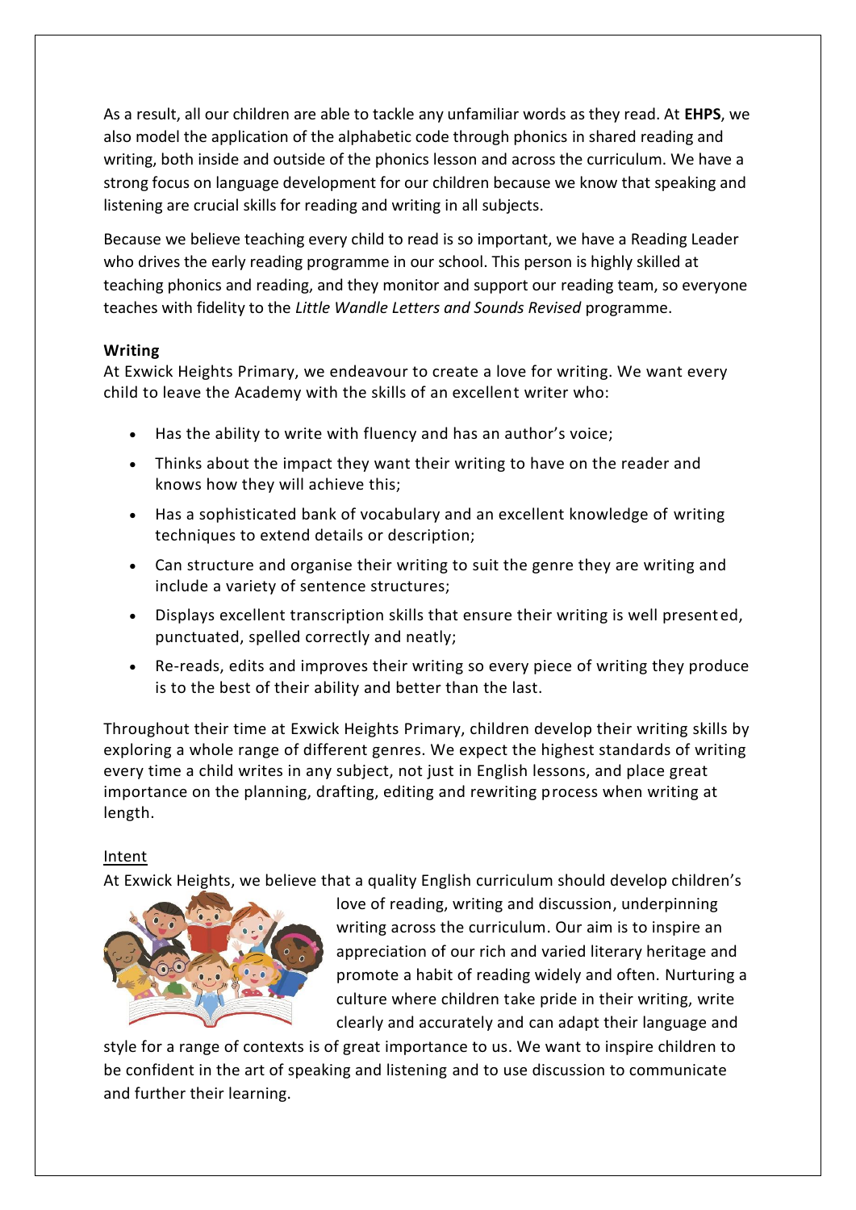As a result, all our children are able to tackle any unfamiliar words as they read. At **EHPS**, we also model the application of the alphabetic code through phonics in shared reading and writing, both inside and outside of the phonics lesson and across the curriculum. We have a strong focus on language development for our children because we know that speaking and listening are crucial skills for reading and writing in all subjects.

Because we believe teaching every child to read is so important, we have a Reading Leader who drives the early reading programme in our school. This person is highly skilled at teaching phonics and reading, and they monitor and support our reading team, so everyone teaches with fidelity to the *Little Wandle Letters and Sounds Revised* programme.

**Writing**

At Exwick Heights Primary, we endeavour to create a love for writing. We want every child to leave the Academy with the skills of an excellent writer who:

- Has the ability to write with fluency and has an author's voice;
- Thinks about the impact they want their writing to have on the reader and knows how they will achieve this;
- Has a sophisticated bank of vocabulary and an excellent knowledge of writing techniques to extend details or description;
- Can structure and organise their writing to suit the genre they are writing and include a variety of sentence structures;
- Displays excellent transcription skills that ensure their writing is well presented, punctuated, spelled correctly and neatly;
- Re-reads, edits and improves their writing so every piece of writing they produce is to the best of their ability and better than the last.

Throughout their time at Exwick Heights Primary, children develop their writing skills by exploring a whole range of different genres. We expect the highest standards of writing every time a child writes in any subject, not just in English lessons, and place great importance on the planning, drafting, editing and rewriting process when writing at length.

Intent

At Exwick Heights, we believe that a quality English curriculum should develop children's love of reading, writing and discussion, underpinning writing across the curriculum. Our aim is to inspire an appreciation of our rich and varied literary heritage and promote a habit of reading widely and often. Nurturing a culture where children take pride in their writing, write clearly and accurately and can adapt their language and style for a range of contexts is of great importance to us. We want to inspire children to be confident in the art of speaking and listening and to use discussion to communicate and further their learning.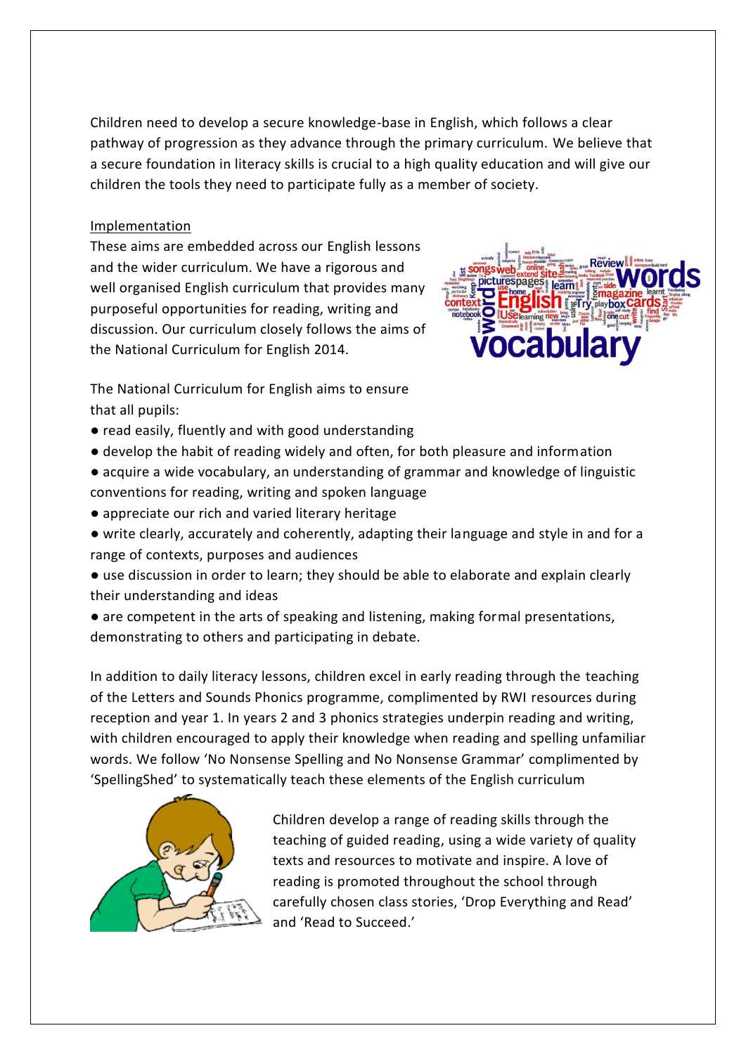Children need to develop a secure knowledge-base in English, which follows a clear pathway of progression as they advance through the primary curriculum. We believe that a secure foundation in literacy skills is crucial to a high quality education and will give our children the tools they need to participate fully as a member of society.

Implementation

These aims are embedded across our English lessons and the wider curriculum. We have a rigorous and well organised English curriculum that provides many purposeful opportunities for reading, writing and discussion. Our curriculum closely follows the aims of the National Curriculum for English 2014.

The National Curriculum for English aims to ensure that all pupils:

- read easily, fluently and with good understanding
- develop the habit of reading widely and often, for both pleasure and information
- acquire a wide vocabulary, an understanding of grammar and knowledge of linguistic conventions for reading, writing and spoken language
- appreciate our rich and varied literary heritage
- write clearly, accurately and coherently, adapting their language and style in and for a range of contexts, purposes and audiences
- use discussion in order to learn; they should be able to elaborate and explain clearly their understanding and ideas
- are competent in the arts of speaking and listening, making formal presentations, demonstrating to others and participating in debate.

In addition to daily literacy lessons, children excel in early reading through the teaching of the Letters and Sounds Phonics programme, complimented by RWI resources during reception and year 1. In years 2 and 3 phonics strategies underpin reading and writing, with children encouraged to apply their knowledge when reading and spelling unfamiliar words. We follow 'No Nonsense Spelling and No Nonsense Grammar' complimented by 'SpellingShed' to systematically teach these elements of the English curriculum

Children develop a range of reading skills through the teaching of guided reading, using a wide variety of quality texts and resources to motivate and inspire. A love of reading is promoted throughout the school through carefully chosen class stories, 'Drop Everything and Read' and 'Read to Succeed.'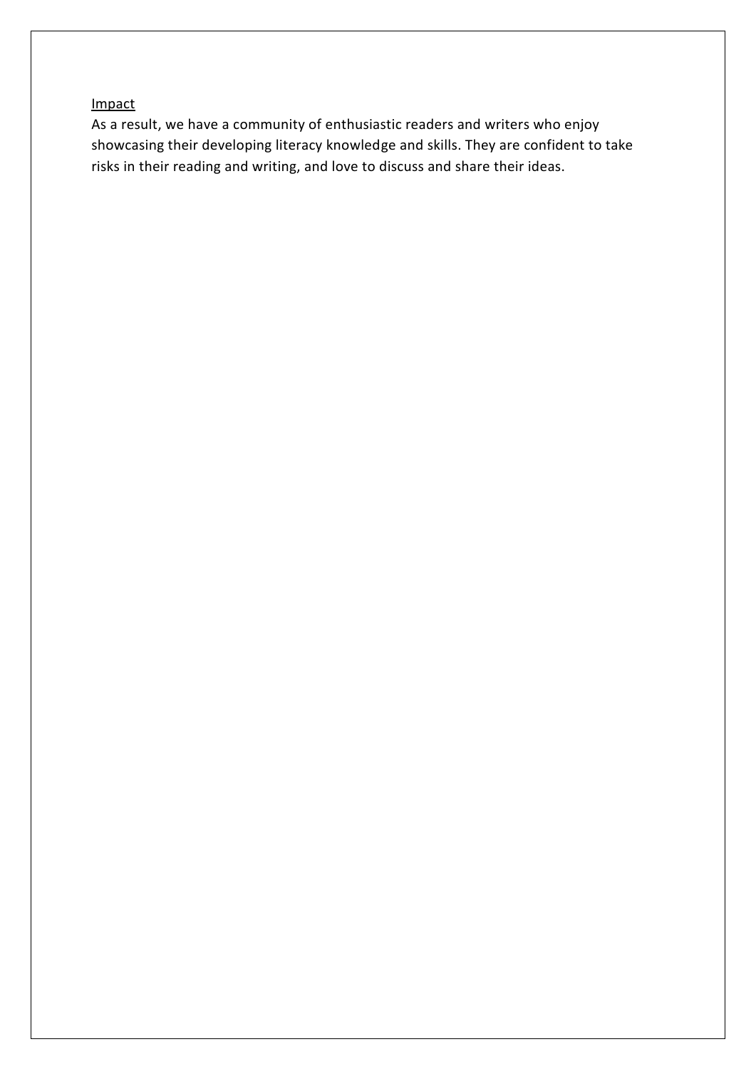Impact

As a result, we have a community of enthusiastic readers and writers who enjoy showcasing their developing literacy knowledge and skills. They are confident to take risks in their reading and writing, and love to discuss and share their ideas.